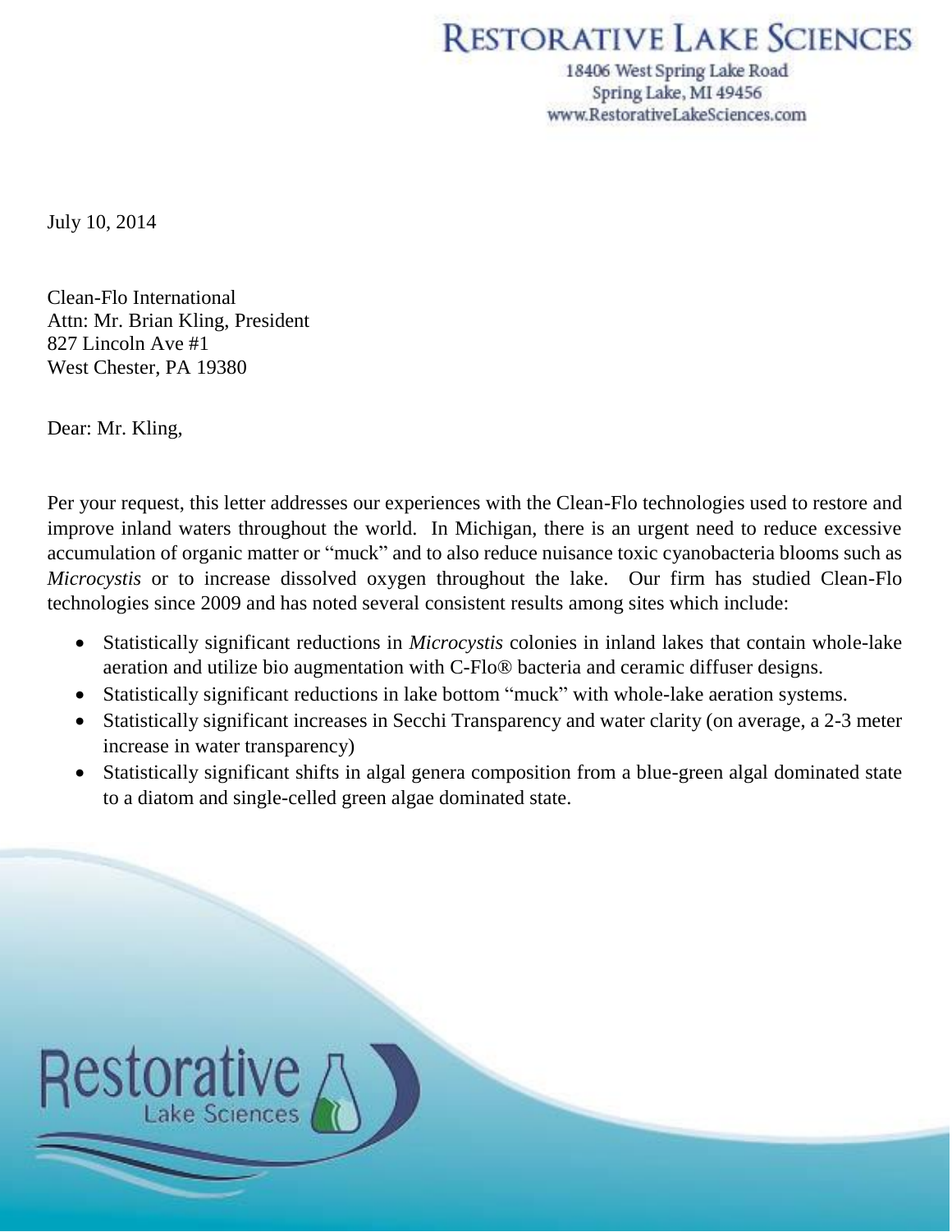# RESTORATIVE LAKE SCIENCES

18406 West Spring Lake Road
Spring Lake, MI 49456
www.RestorativeLakeSciences.com

July 10, 2014

Clean-Flo International
Attn: Mr. Brian Kling, President
827 Lincoln Ave #1
West Chester, PA 19380

Dear: Mr. Kling,

Per your request, this letter addresses our experiences with the Clean-Flo technologies used to restore and improve inland waters throughout the world. In Michigan, there is an urgent need to reduce excessive accumulation of organic matter or "muck" and to also reduce nuisance toxic cyanobacteria blooms such as *Microcystis* or to increase dissolved oxygen throughout the lake. Our firm has studied Clean-Flo technologies since 2009 and has noted several consistent results among sites which include:

- Statistically significant reductions in *Microcystis* colonies in inland lakes that contain whole-lake aeration and utilize bio augmentation with C-Flo® bacteria and ceramic diffuser designs.
- Statistically significant reductions in lake bottom "muck" with whole-lake aeration systems.
- Statistically significant increases in Secchi Transparency and water clarity (on average, a 2-3 meter increase in water transparency)
- Statistically significant shifts in algal genera composition from a blue-green algal dominated state to a diatom and single-celled green algae dominated state.

Restorative Lake Sciences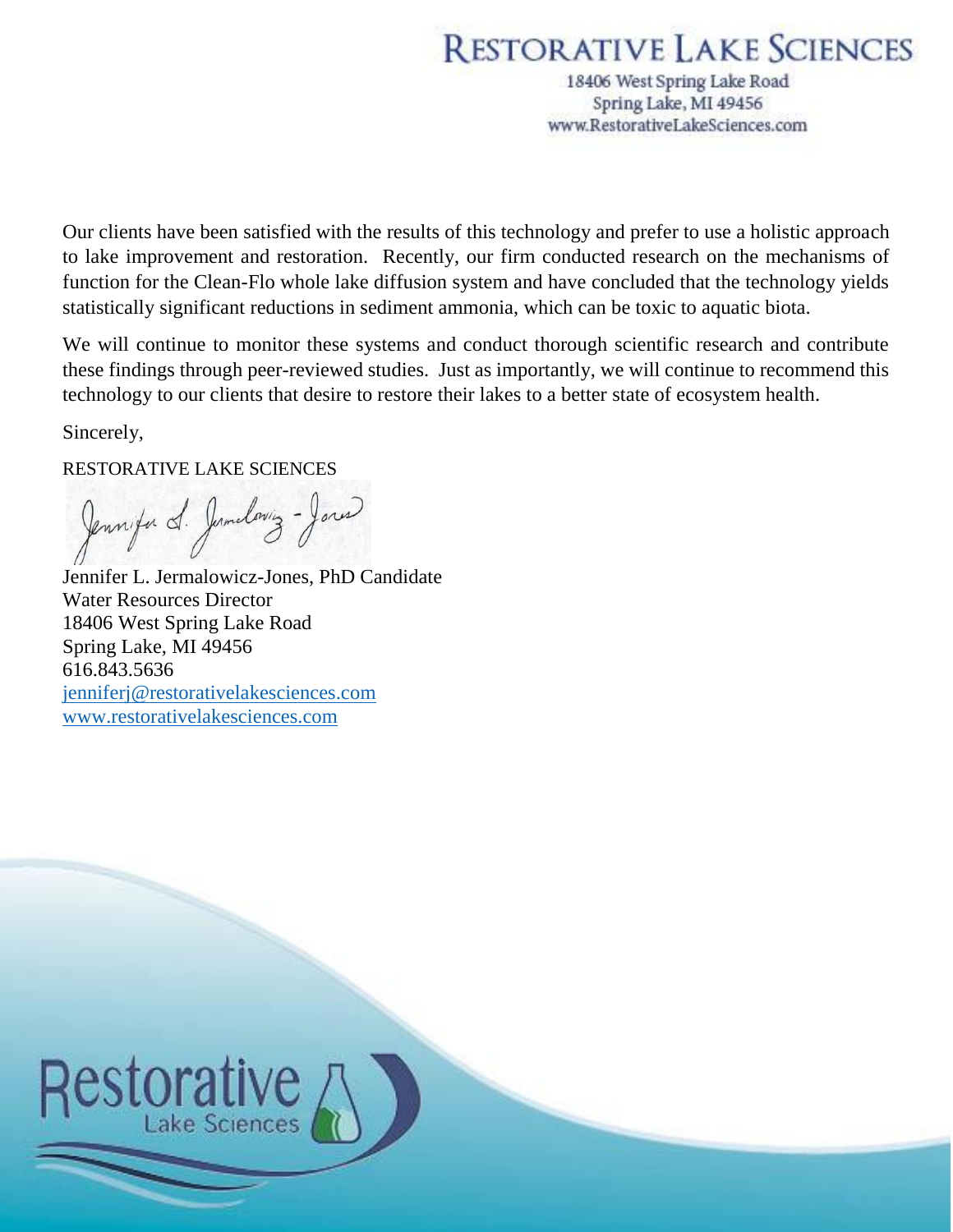# RESTORATIVE LAKE SCIENCES

18406 West Spring Lake Road
Spring Lake, MI 49456
www.RestorativeLakeSciences.com

Our clients have been satisfied with the results of this technology and prefer to use a holistic approach to lake improvement and restoration. Recently, our firm conducted research on the mechanisms of function for the Clean-Flo whole lake diffusion system and have concluded that the technology yields statistically significant reductions in sediment ammonia, which can be toxic to aquatic biota.

We will continue to monitor these systems and conduct thorough scientific research and contribute these findings through peer-reviewed studies. Just as importantly, we will continue to recommend this technology to our clients that desire to restore their lakes to a better state of ecosystem health.

Sincerely,

RESTORATIVE LAKE SCIENCES

Jennifer L. Jermalowicz-Jones, PhD Candidate
Water Resources Director
18406 West Spring Lake Road
Spring Lake, MI 49456
616.843.5636
jenniferj@restorativelakesciences.com
www.restorativelakesciences.com

Restorative Lake Sciences